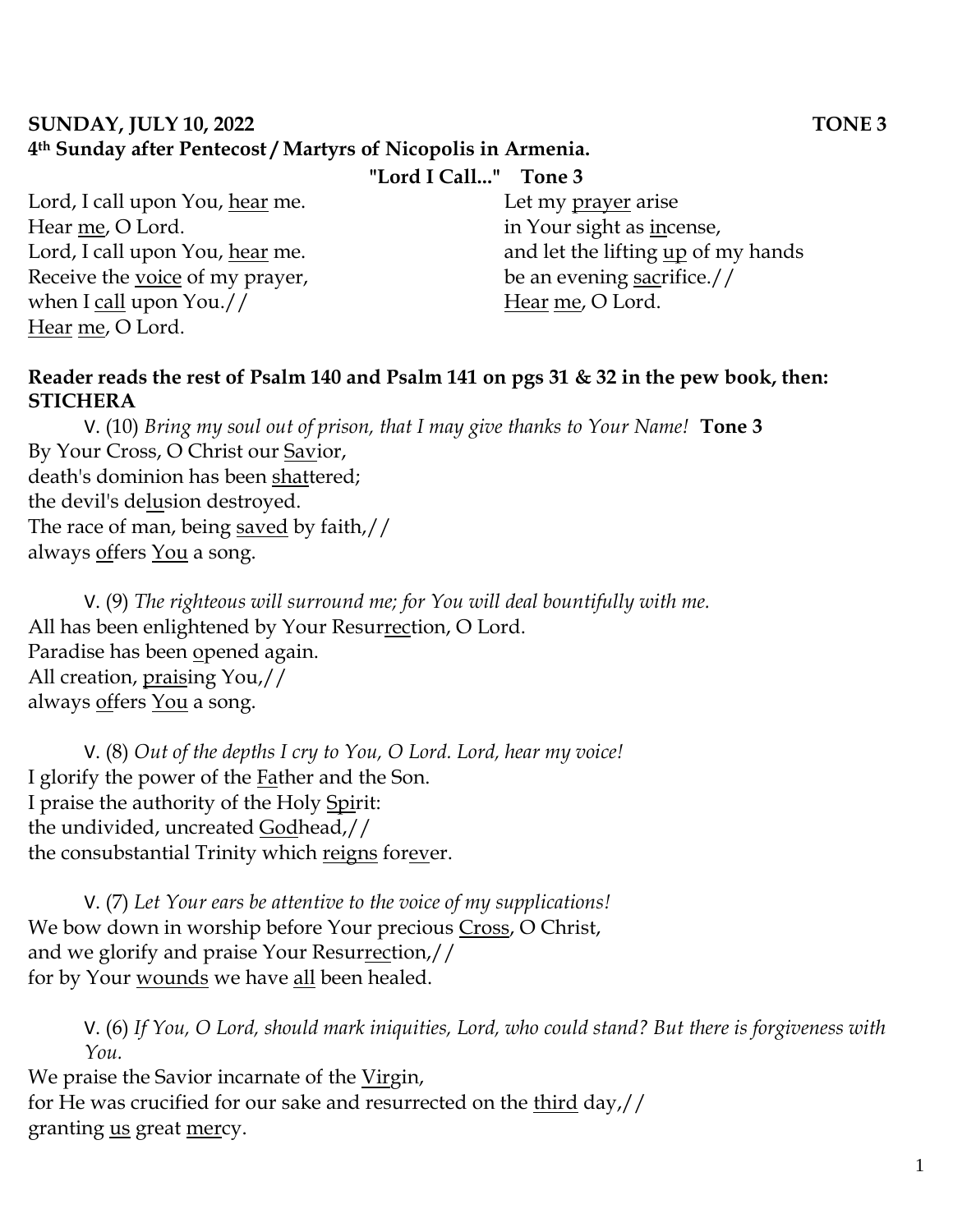**SUNDAY, JULY 10, 2022 TONE 3**
**4th Sunday after Pentecost / Martyrs of Nicopolis in Armenia.**

**"Lord I Call..." Tone 3**

Lord, I call upon You, hear me.
Hear me, O Lord.
Lord, I call upon You, hear me.
Receive the voice of my prayer,
when I call upon You.//
Hear me, O Lord.

Let my prayer arise
in Your sight as incense,
and let the lifting up of my hands
be an evening sacrifice.//
Hear me, O Lord.

**Reader reads the rest of Psalm 140 and Psalm 141 on pgs 31 & 32 in the pew book, then:**
**STICHERA**

V. (10) *Bring my soul out of prison, that I may give thanks to Your Name!* **Tone 3**
By Your Cross, O Christ our Savior,
death's dominion has been shattered;
the devil's delusion destroyed.
The race of man, being saved by faith,//
always offers You a song.

V. (9) *The righteous will surround me; for You will deal bountifully with me.*
All has been enlightened by Your Resurrection, O Lord.
Paradise has been opened again.
All creation, praising You,//
always offers You a song.

V. (8) *Out of the depths I cry to You, O Lord. Lord, hear my voice!*
I glorify the power of the Father and the Son.
I praise the authority of the Holy Spirit:
the undivided, uncreated Godhead,//
the consubstantial Trinity which reigns forever.

V. (7) *Let Your ears be attentive to the voice of my supplications!*
We bow down in worship before Your precious Cross, O Christ,
and we glorify and praise Your Resurrection,//
for by Your wounds we have all been healed.

V. (6) *If You, O Lord, should mark iniquities, Lord, who could stand? But there is forgiveness with You.*
We praise the Savior incarnate of the Virgin,
for He was crucified for our sake and resurrected on the third day,//
granting us great mercy.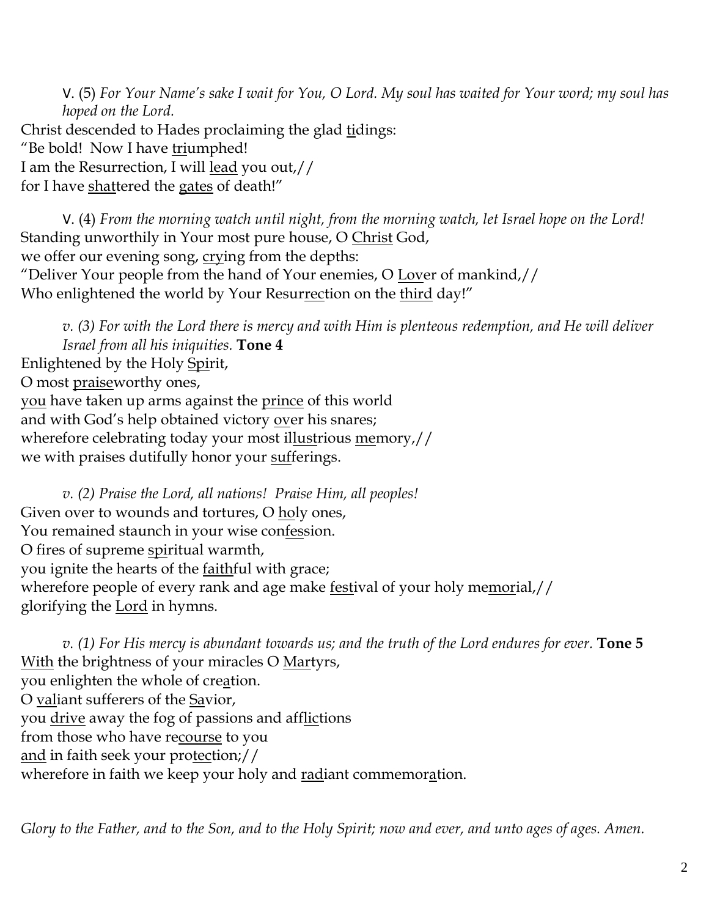V. (5) *For Your Name's sake I wait for You, O Lord. My soul has waited for Your word; my soul has hoped on the Lord.*

Christ descended to Hades proclaiming the glad tidings:
"Be bold! Now I have triumphed!
I am the Resurrection, I will lead you out,//
for I have shattered the gates of death!"

V. (4) *From the morning watch until night, from the morning watch, let Israel hope on the Lord!*

Standing unworthily in Your most pure house, O Christ God,
we offer our evening song, crying from the depths:
"Deliver Your people from the hand of Your enemies, O Lover of mankind,//
Who enlightened the world by Your Resurrection on the third day!"

*v. (3) For with the Lord there is mercy and with Him is plenteous redemption, and He will deliver Israel from all his iniquities.* **Tone 4**

Enlightened by the Holy Spirit,
O most praiseworthy ones,
you have taken up arms against the prince of this world
and with God's help obtained victory over his snares;
wherefore celebrating today your most illustrious memory,//
we with praises dutifully honor your sufferings.

*v. (2) Praise the Lord, all nations! Praise Him, all peoples!*

Given over to wounds and tortures, O holy ones,
You remained staunch in your wise confession.
O fires of supreme spiritual warmth,
you ignite the hearts of the faithful with grace;
wherefore people of every rank and age make festival of your holy memorial,//
glorifying the Lord in hymns.

*v. (1) For His mercy is abundant towards us; and the truth of the Lord endures for ever.* **Tone 5**

With the brightness of your miracles O Martyrs,
you enlighten the whole of creation.
O valiant sufferers of the Savior,
you drive away the fog of passions and afflictions
from those who have recourse to you
and in faith seek your protection;//
wherefore in faith we keep your holy and radiant commemoration.

*Glory to the Father, and to the Son, and to the Holy Spirit; now and ever, and unto ages of ages. Amen.*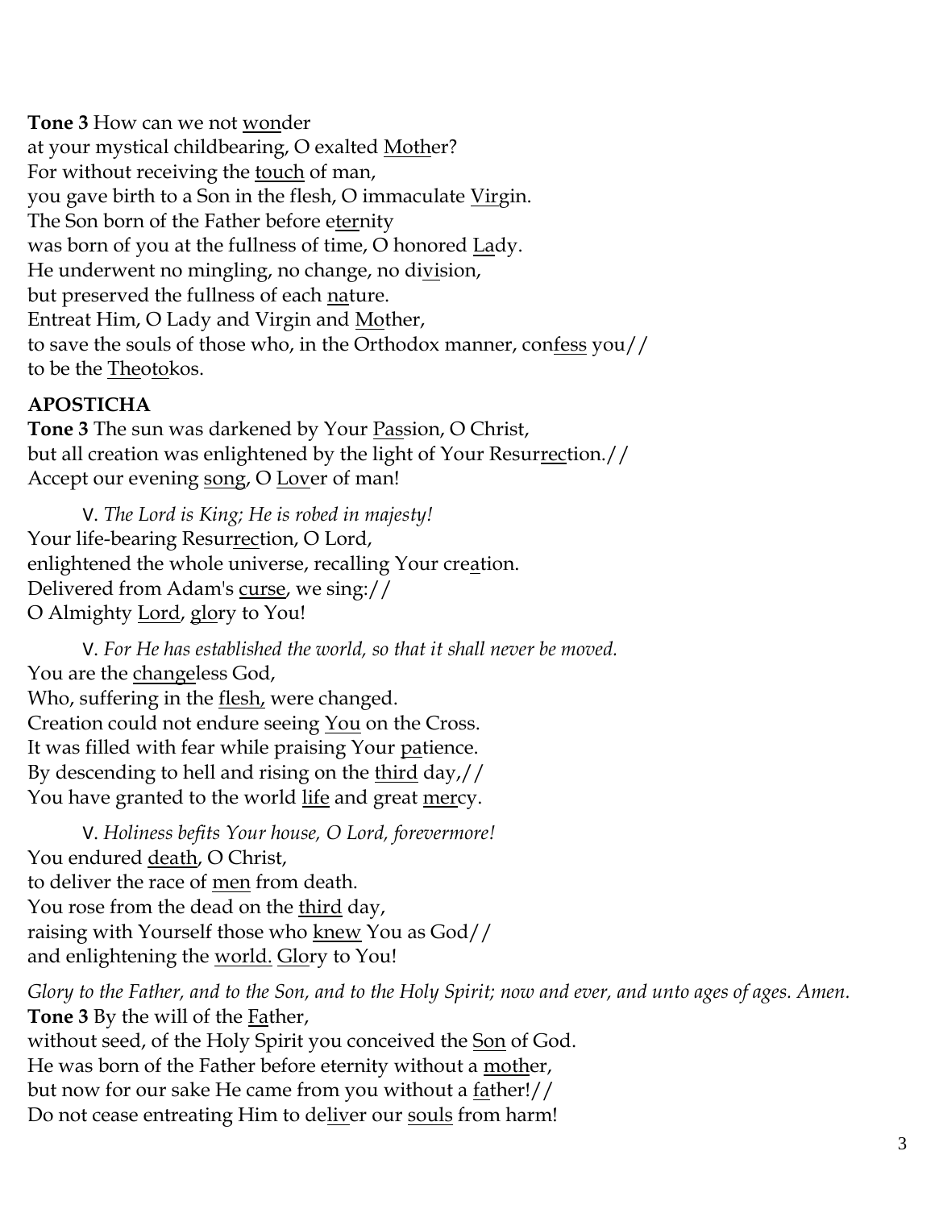**Tone 3** How can we not <u>won</u>der
at your mystical childbearing, O exalted <u>Moth</u>er?
For without receiving the <u>touch</u> of man,
you gave birth to a Son in the flesh, O immaculate <u>Vir</u>gin.
The Son born of the Father before e<u>ter</u>nity
was born of you at the fullness of time, O honored <u>La</u>dy.
He underwent no mingling, no change, no di<u>vi</u>sion,
but preserved the fullness of each <u>na</u>ture.
Entreat Him, O Lady and Virgin and <u>Mo</u>ther,
to save the souls of those who, in the Orthodox manner, con<u>fess</u> you//
to be the <u>The</u>o<u>to</u>kos.

**APOSTICHA**

**Tone 3** The sun was darkened by Your <u>Pas</u>sion, O Christ,
but all creation was enlightened by the light of Your Resur<u>rec</u>tion.//
Accept our evening <u>song</u>, O <u>Lov</u>er of man!

V. *The Lord is King; He is robed in majesty!*
Your life-bearing Resur<u>rec</u>tion, O Lord,
enlightened the whole universe, recalling Your cre<u>a</u>tion.
Delivered from Adam's <u>curse</u>, we sing://
O Almighty <u>Lord</u>, <u>glo</u>ry to You!

V. *For He has established the world, so that it shall never be moved.*
You are the <u>change</u>less God,
Who, suffering in the <u>flesh,</u> were changed.
Creation could not endure seeing <u>You</u> on the Cross.
It was filled with fear while praising Your <u>pa</u>tience.
By descending to hell and rising on the <u>third</u> day,//
You have granted to the world <u>life</u> and great <u>mer</u>cy.

V. *Holiness befits Your house, O Lord, forevermore!*
You endured <u>death</u>, O Christ,
to deliver the race of <u>men</u> from death.
You rose from the dead on the <u>third</u> day,
raising with Yourself those who <u>knew</u> You as God//
and enlightening the <u>world.</u> <u>Glo</u>ry to You!

*Glory to the Father, and to the Son, and to the Holy Spirit; now and ever, and unto ages of ages. Amen.*
**Tone 3** By the will of the <u>Fa</u>ther,
without seed, of the Holy Spirit you conceived the <u>Son</u> of God.
He was born of the Father before eternity without a <u>moth</u>er,
but now for our sake He came from you without a <u>fa</u>ther!//
Do not cease entreating Him to de<u>liv</u>er our <u>souls</u> from harm!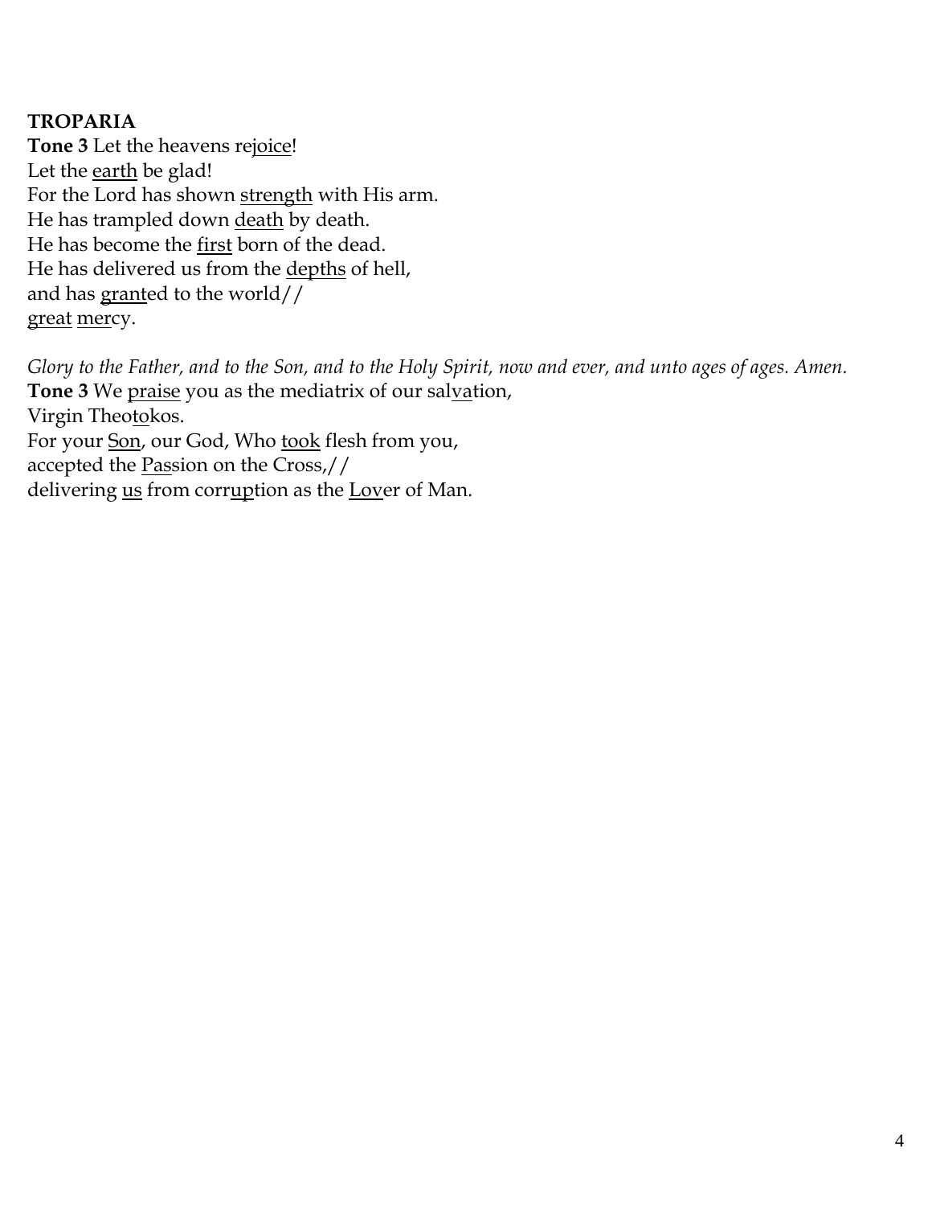**TROPARIA**

**Tone 3** Let the heavens rejoice!
Let the earth be glad!
For the Lord has shown strength with His arm.
He has trampled down death by death.
He has become the first born of the dead.
He has delivered us from the depths of hell,
and has granted to the world//
great mercy.

*Glory to the Father, and to the Son, and to the Holy Spirit, now and ever, and unto ages of ages. Amen.*
**Tone 3** We praise you as the mediatrix of our salvation,
Virgin Theotokos.
For your Son, our God, Who took flesh from you,
accepted the Passion on the Cross,//
delivering us from corruption as the Lover of Man.